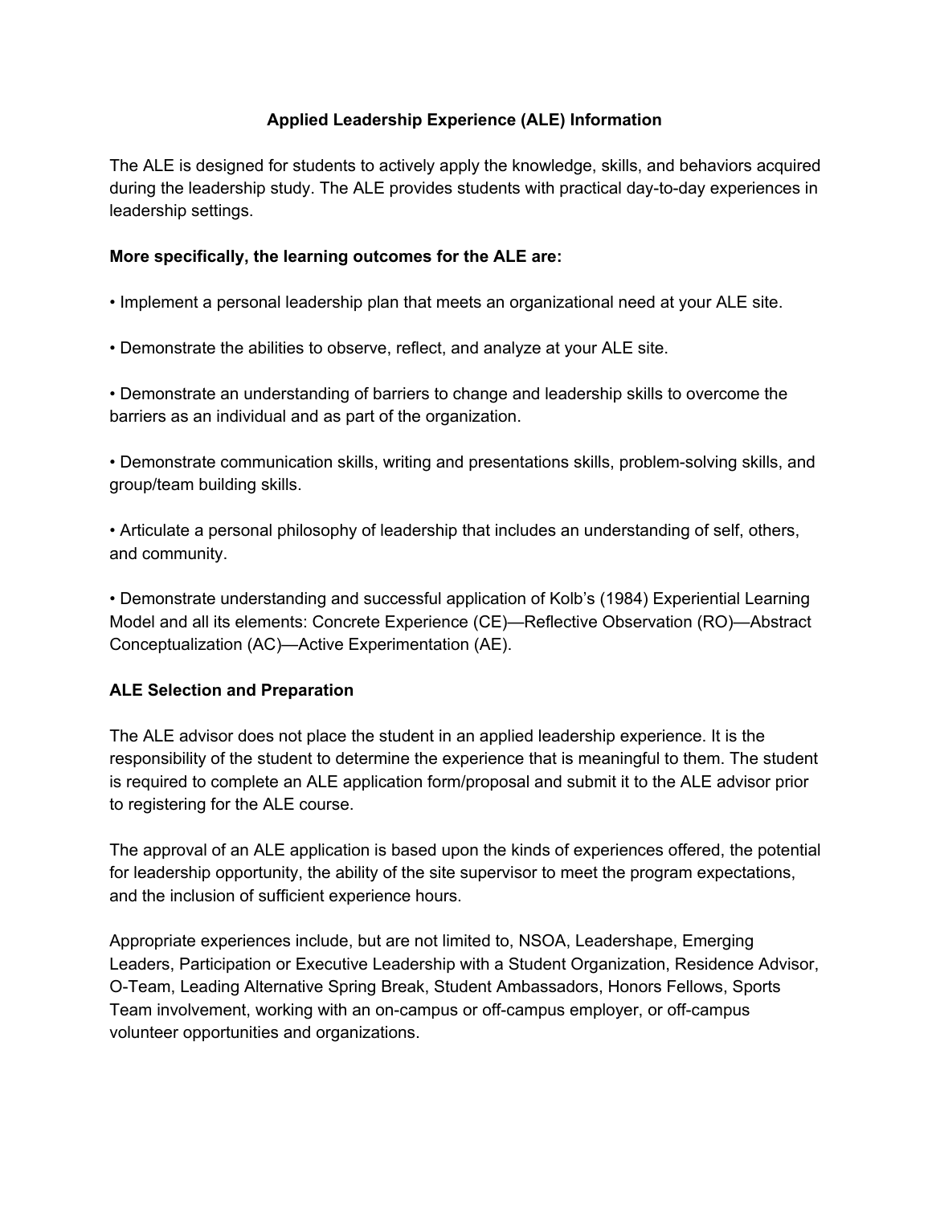# Applied Leadership Experience (ALE) Information

The ALE is designed for students to actively apply the knowledge, skills, and behaviors acquired during the leadership study. The ALE provides students with practical day-to-day experiences in leadership settings.

**More specifically, the learning outcomes for the ALE are:**

- Implement a personal leadership plan that meets an organizational need at your ALE site.
- Demonstrate the abilities to observe, reflect, and analyze at your ALE site.
- Demonstrate an understanding of barriers to change and leadership skills to overcome the barriers as an individual and as part of the organization.
- Demonstrate communication skills, writing and presentations skills, problem-solving skills, and group/team building skills.
- Articulate a personal philosophy of leadership that includes an understanding of self, others, and community.
- Demonstrate understanding and successful application of Kolb's (1984) Experiential Learning Model and all its elements: Concrete Experience (CE)—Reflective Observation (RO)—Abstract Conceptualization (AC)—Active Experimentation (AE).

## ALE Selection and Preparation

The ALE advisor does not place the student in an applied leadership experience. It is the responsibility of the student to determine the experience that is meaningful to them. The student is required to complete an ALE application form/proposal and submit it to the ALE advisor prior to registering for the ALE course.

The approval of an ALE application is based upon the kinds of experiences offered, the potential for leadership opportunity, the ability of the site supervisor to meet the program expectations, and the inclusion of sufficient experience hours.

Appropriate experiences include, but are not limited to, NSOA, Leadershape, Emerging Leaders, Participation or Executive Leadership with a Student Organization, Residence Advisor, O-Team, Leading Alternative Spring Break, Student Ambassadors, Honors Fellows, Sports Team involvement, working with an on-campus or off-campus employer, or off-campus volunteer opportunities and organizations.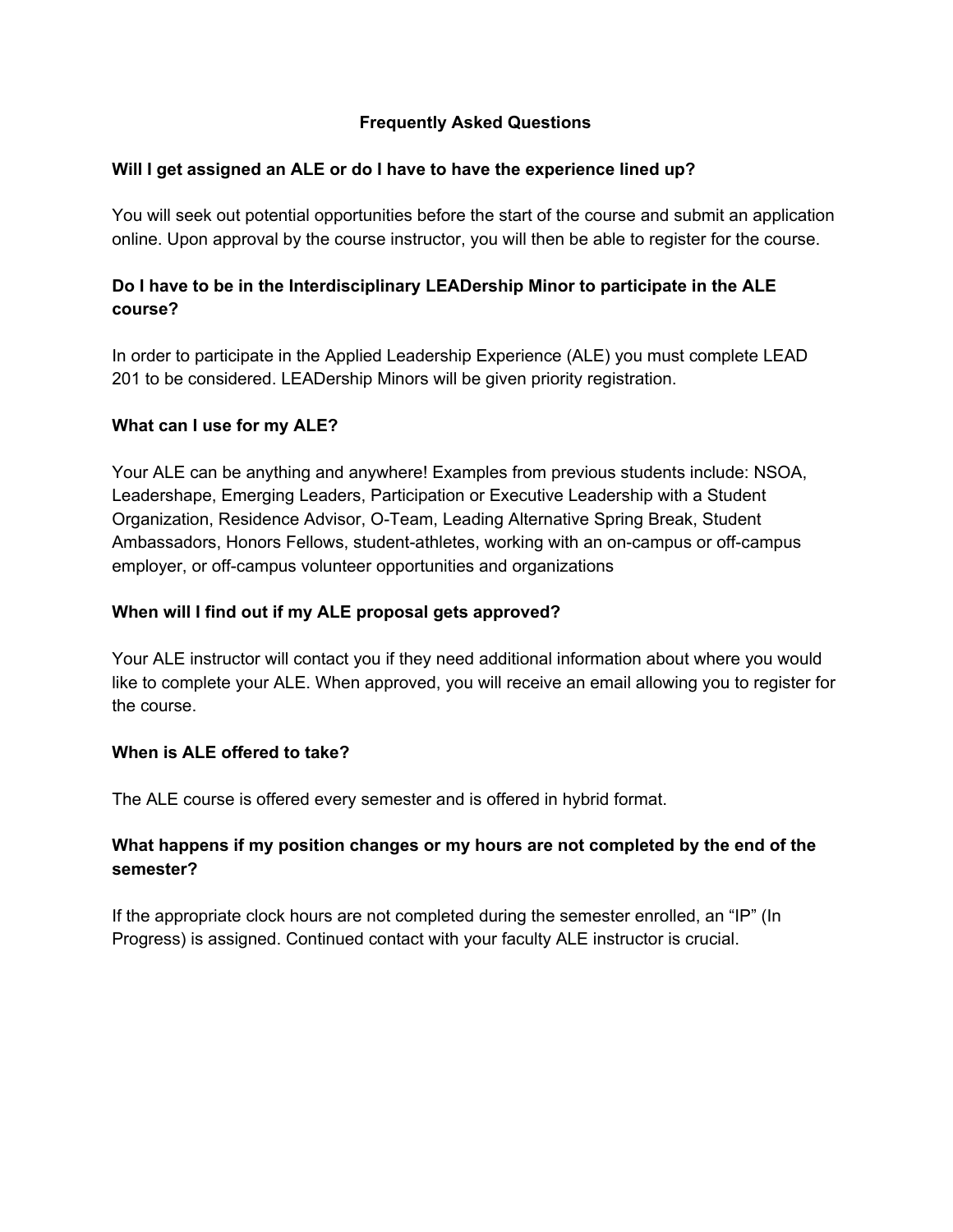## Frequently Asked Questions

### Will I get assigned an ALE or do I have to have the experience lined up?

You will seek out potential opportunities before the start of the course and submit an application online. Upon approval by the course instructor, you will then be able to register for the course.

### Do I have to be in the Interdisciplinary LEADership Minor to participate in the ALE course?

In order to participate in the Applied Leadership Experience (ALE) you must complete LEAD 201 to be considered. LEADership Minors will be given priority registration.

### What can I use for my ALE?

Your ALE can be anything and anywhere! Examples from previous students include: NSOA, Leadershape, Emerging Leaders, Participation or Executive Leadership with a Student Organization, Residence Advisor, O-Team, Leading Alternative Spring Break, Student Ambassadors, Honors Fellows, student-athletes, working with an on-campus or off-campus employer, or off-campus volunteer opportunities and organizations

### When will I find out if my ALE proposal gets approved?

Your ALE instructor will contact you if they need additional information about where you would like to complete your ALE. When approved, you will receive an email allowing you to register for the course.

### When is ALE offered to take?

The ALE course is offered every semester and is offered in hybrid format.

### What happens if my position changes or my hours are not completed by the end of the semester?

If the appropriate clock hours are not completed during the semester enrolled, an "IP" (In Progress) is assigned. Continued contact with your faculty ALE instructor is crucial.